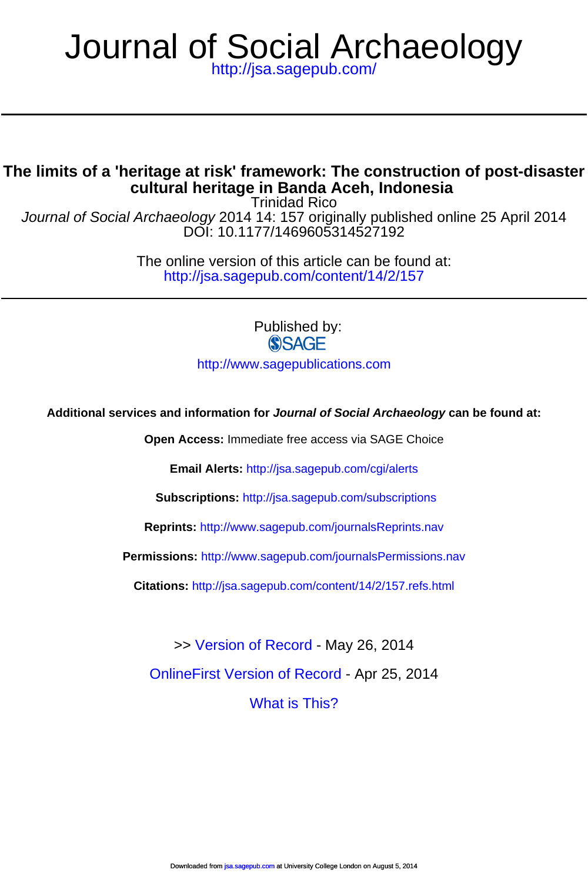# Journal of Social Archaeology

http://jsa.sagepub.com/

## The limits of a 'heritage at risk' framework: The construction of post-disaster cultural heritage in Banda Aceh, Indonesia

Trinidad Rico

*Journal of Social Archaeology* 2014 14: 157 originally published online 25 April 2014

DOI: 10.1177/1469605314527192

The online version of this article can be found at:
http://jsa.sagepub.com/content/14/2/157

Published by:

SAGE

http://www.sagepublications.com

**Additional services and information for *Journal of Social Archaeology* can be found at:**

**Open Access:** Immediate free access via SAGE Choice

**Email Alerts:** http://jsa.sagepub.com/cgi/alerts

**Subscriptions:** http://jsa.sagepub.com/subscriptions

**Reprints:** http://www.sagepub.com/journalsReprints.nav

**Permissions:** http://www.sagepub.com/journalsPermissions.nav

**Citations:** http://jsa.sagepub.com/content/14/2/157.refs.html

>> Version of Record - May 26, 2014

OnlineFirst Version of Record - Apr 25, 2014

What is This?

Downloaded from jsa.sagepub.com at University College London on August 5, 2014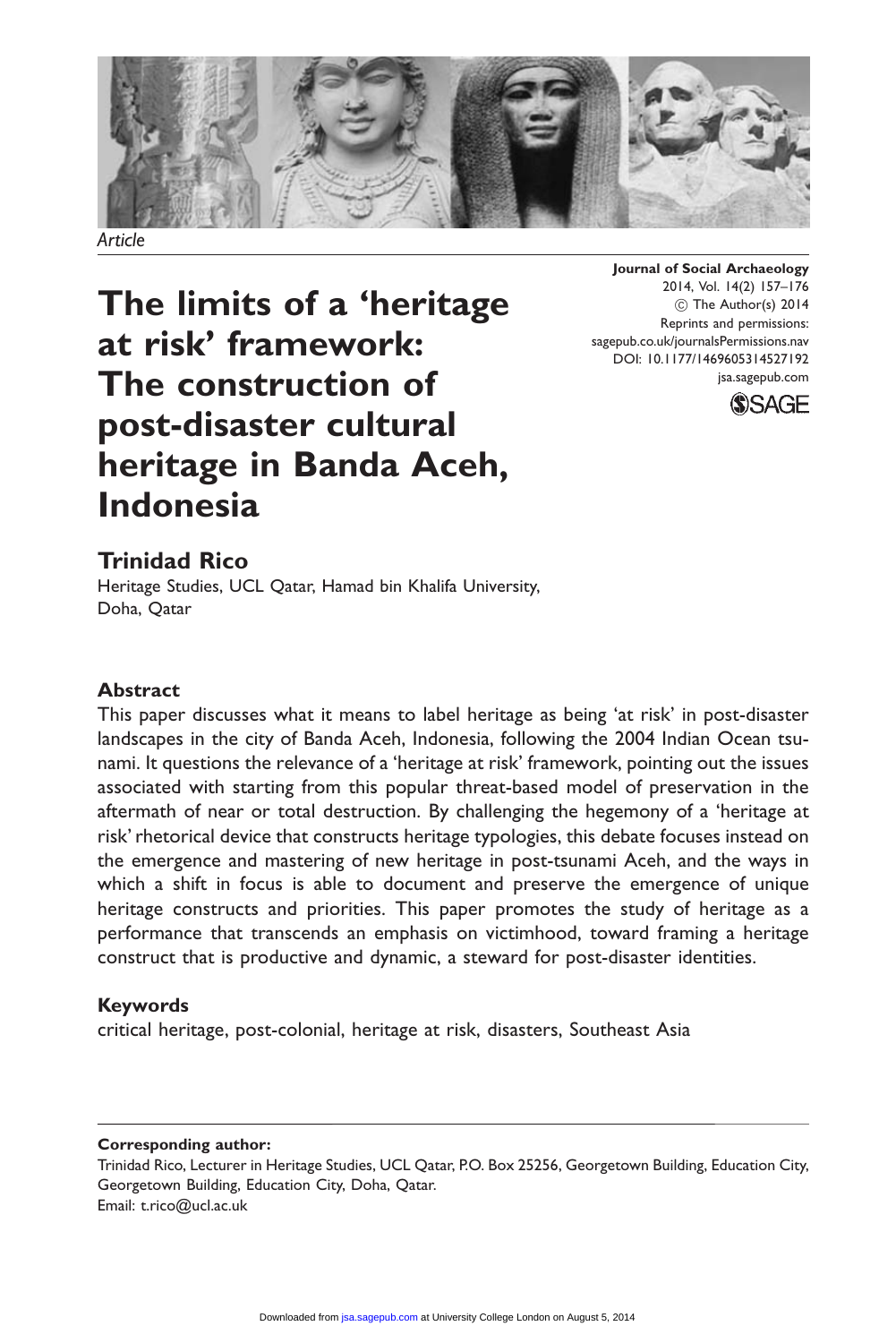Article

# The limits of a 'heritage at risk' framework: The construction of post-disaster cultural heritage in Banda Aceh, Indonesia

Journal of Social Archaeology
2014, Vol. 14(2) 157–176
© The Author(s) 2014
Reprints and permissions:
sagepub.co.uk/journalsPermissions.nav
DOI: 10.1177/1469605314527192
jsa.sagepub.com

**Trinidad Rico**
Heritage Studies, UCL Qatar, Hamad bin Khalifa University, Doha, Qatar

## Abstract

This paper discusses what it means to label heritage as being 'at risk' in post-disaster landscapes in the city of Banda Aceh, Indonesia, following the 2004 Indian Ocean tsunami. It questions the relevance of a 'heritage at risk' framework, pointing out the issues associated with starting from this popular threat-based model of preservation in the aftermath of near or total destruction. By challenging the hegemony of a 'heritage at risk' rhetorical device that constructs heritage typologies, this debate focuses instead on the emergence and mastering of new heritage in post-tsunami Aceh, and the ways in which a shift in focus is able to document and preserve the emergence of unique heritage constructs and priorities. This paper promotes the study of heritage as a performance that transcends an emphasis on victimhood, toward framing a heritage construct that is productive and dynamic, a steward for post-disaster identities.

## Keywords

critical heritage, post-colonial, heritage at risk, disasters, Southeast Asia

**Corresponding author:**
Trinidad Rico, Lecturer in Heritage Studies, UCL Qatar, P.O. Box 25256, Georgetown Building, Education City, Georgetown Building, Education City, Doha, Qatar.
Email: t.rico@ucl.ac.uk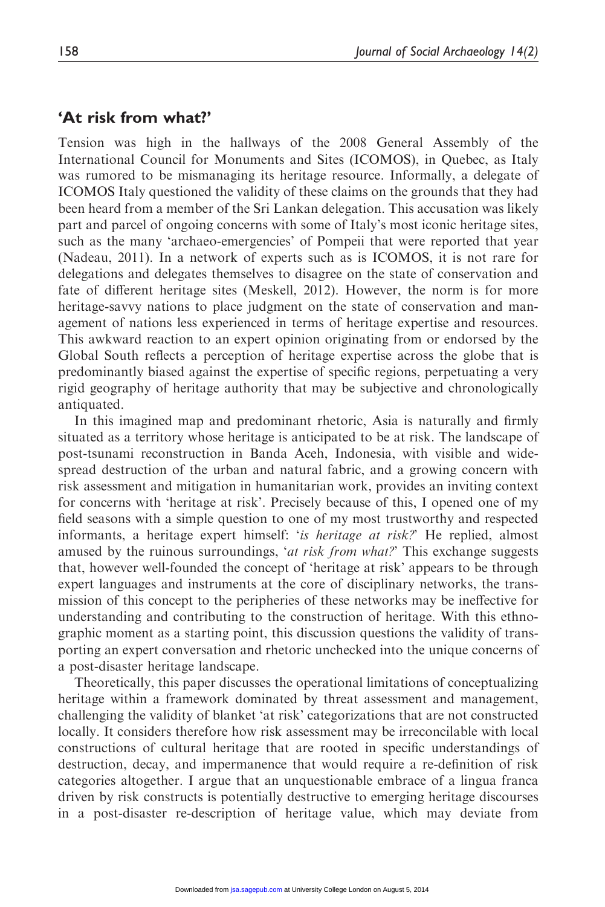## 'At risk from what?'

Tension was high in the hallways of the 2008 General Assembly of the International Council for Monuments and Sites (ICOMOS), in Quebec, as Italy was rumored to be mismanaging its heritage resource. Informally, a delegate of ICOMOS Italy questioned the validity of these claims on the grounds that they had been heard from a member of the Sri Lankan delegation. This accusation was likely part and parcel of ongoing concerns with some of Italy's most iconic heritage sites, such as the many 'archaeo-emergencies' of Pompeii that were reported that year (Nadeau, 2011). In a network of experts such as is ICOMOS, it is not rare for delegations and delegates themselves to disagree on the state of conservation and fate of different heritage sites (Meskell, 2012). However, the norm is for more heritage-savvy nations to place judgment on the state of conservation and management of nations less experienced in terms of heritage expertise and resources. This awkward reaction to an expert opinion originating from or endorsed by the Global South reflects a perception of heritage expertise across the globe that is predominantly biased against the expertise of specific regions, perpetuating a very rigid geography of heritage authority that may be subjective and chronologically antiquated.

In this imagined map and predominant rhetoric, Asia is naturally and firmly situated as a territory whose heritage is anticipated to be at risk. The landscape of post-tsunami reconstruction in Banda Aceh, Indonesia, with visible and widespread destruction of the urban and natural fabric, and a growing concern with risk assessment and mitigation in humanitarian work, provides an inviting context for concerns with 'heritage at risk'. Precisely because of this, I opened one of my field seasons with a simple question to one of my most trustworthy and respected informants, a heritage expert himself: '*is heritage at risk?*' He replied, almost amused by the ruinous surroundings, '*at risk from what?*' This exchange suggests that, however well-founded the concept of 'heritage at risk' appears to be through expert languages and instruments at the core of disciplinary networks, the transmission of this concept to the peripheries of these networks may be ineffective for understanding and contributing to the construction of heritage. With this ethnographic moment as a starting point, this discussion questions the validity of transporting an expert conversation and rhetoric unchecked into the unique concerns of a post-disaster heritage landscape.

Theoretically, this paper discusses the operational limitations of conceptualizing heritage within a framework dominated by threat assessment and management, challenging the validity of blanket 'at risk' categorizations that are not constructed locally. It considers therefore how risk assessment may be irreconcilable with local constructions of cultural heritage that are rooted in specific understandings of destruction, decay, and impermanence that would require a re-definition of risk categories altogether. I argue that an unquestionable embrace of a lingua franca driven by risk constructs is potentially destructive to emerging heritage discourses in a post-disaster re-description of heritage value, which may deviate from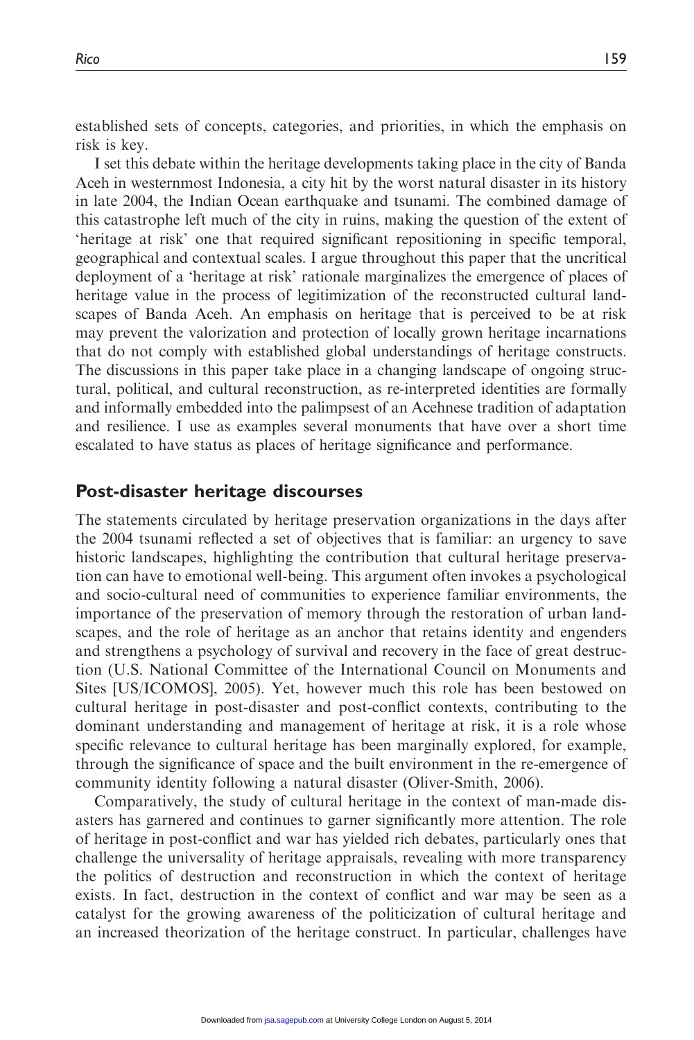established sets of concepts, categories, and priorities, in which the emphasis on risk is key.

I set this debate within the heritage developments taking place in the city of Banda Aceh in westernmost Indonesia, a city hit by the worst natural disaster in its history in late 2004, the Indian Ocean earthquake and tsunami. The combined damage of this catastrophe left much of the city in ruins, making the question of the extent of 'heritage at risk' one that required significant repositioning in specific temporal, geographical and contextual scales. I argue throughout this paper that the uncritical deployment of a 'heritage at risk' rationale marginalizes the emergence of places of heritage value in the process of legitimization of the reconstructed cultural landscapes of Banda Aceh. An emphasis on heritage that is perceived to be at risk may prevent the valorization and protection of locally grown heritage incarnations that do not comply with established global understandings of heritage constructs. The discussions in this paper take place in a changing landscape of ongoing structural, political, and cultural reconstruction, as re-interpreted identities are formally and informally embedded into the palimpsest of an Acehnese tradition of adaptation and resilience. I use as examples several monuments that have over a short time escalated to have status as places of heritage significance and performance.

## Post-disaster heritage discourses

The statements circulated by heritage preservation organizations in the days after the 2004 tsunami reflected a set of objectives that is familiar: an urgency to save historic landscapes, highlighting the contribution that cultural heritage preservation can have to emotional well-being. This argument often invokes a psychological and socio-cultural need of communities to experience familiar environments, the importance of the preservation of memory through the restoration of urban landscapes, and the role of heritage as an anchor that retains identity and engenders and strengthens a psychology of survival and recovery in the face of great destruction (U.S. National Committee of the International Council on Monuments and Sites [US/ICOMOS], 2005). Yet, however much this role has been bestowed on cultural heritage in post-disaster and post-conflict contexts, contributing to the dominant understanding and management of heritage at risk, it is a role whose specific relevance to cultural heritage has been marginally explored, for example, through the significance of space and the built environment in the re-emergence of community identity following a natural disaster (Oliver-Smith, 2006).

Comparatively, the study of cultural heritage in the context of man-made disasters has garnered and continues to garner significantly more attention. The role of heritage in post-conflict and war has yielded rich debates, particularly ones that challenge the universality of heritage appraisals, revealing with more transparency the politics of destruction and reconstruction in which the context of heritage exists. In fact, destruction in the context of conflict and war may be seen as a catalyst for the growing awareness of the politicization of cultural heritage and an increased theorization of the heritage construct. In particular, challenges have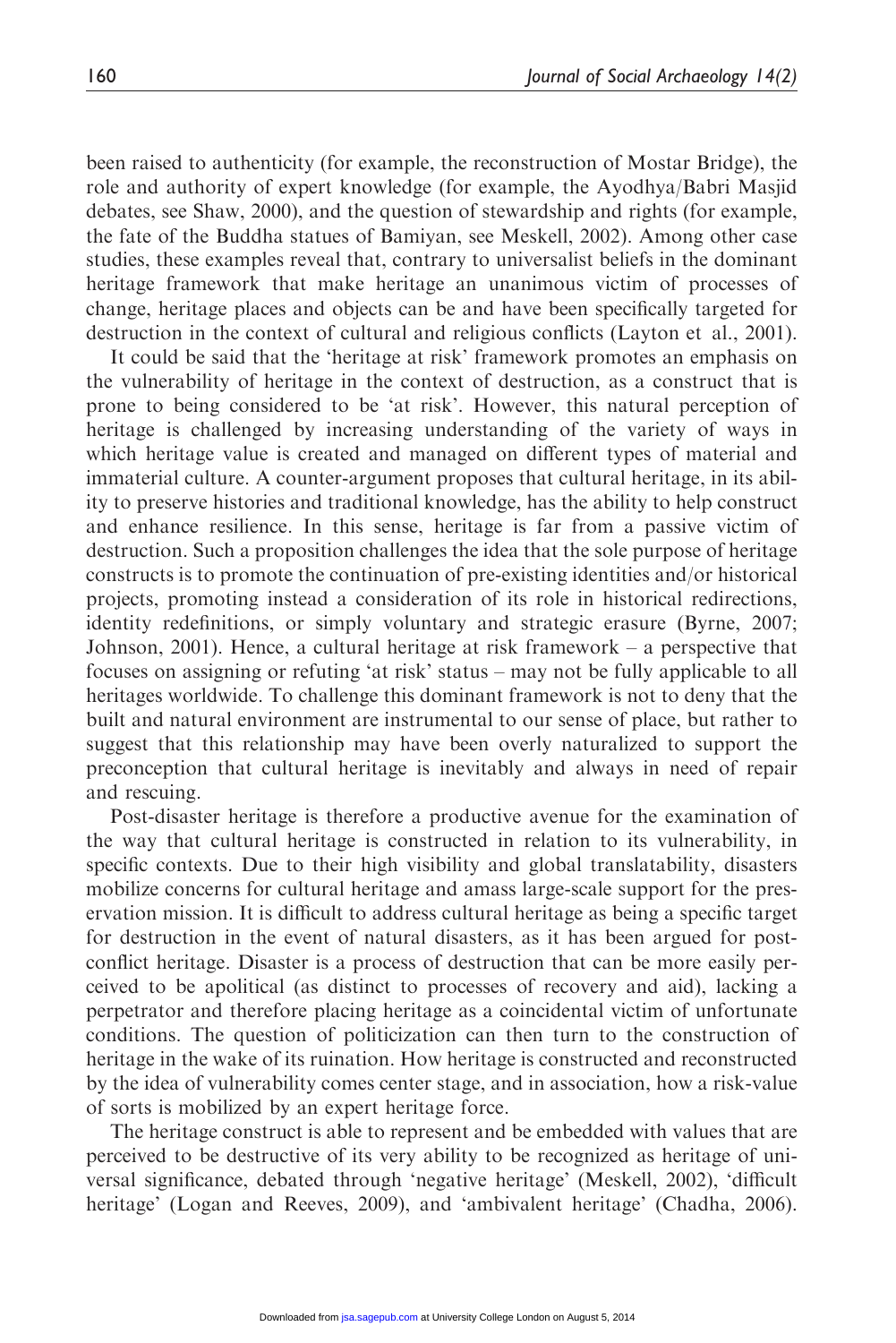been raised to authenticity (for example, the reconstruction of Mostar Bridge), the role and authority of expert knowledge (for example, the Ayodhya/Babri Masjid debates, see Shaw, 2000), and the question of stewardship and rights (for example, the fate of the Buddha statues of Bamiyan, see Meskell, 2002). Among other case studies, these examples reveal that, contrary to universalist beliefs in the dominant heritage framework that make heritage an unanimous victim of processes of change, heritage places and objects can be and have been specifically targeted for destruction in the context of cultural and religious conflicts (Layton et al., 2001).

It could be said that the 'heritage at risk' framework promotes an emphasis on the vulnerability of heritage in the context of destruction, as a construct that is prone to being considered to be 'at risk'. However, this natural perception of heritage is challenged by increasing understanding of the variety of ways in which heritage value is created and managed on different types of material and immaterial culture. A counter-argument proposes that cultural heritage, in its ability to preserve histories and traditional knowledge, has the ability to help construct and enhance resilience. In this sense, heritage is far from a passive victim of destruction. Such a proposition challenges the idea that the sole purpose of heritage constructs is to promote the continuation of pre-existing identities and/or historical projects, promoting instead a consideration of its role in historical redirections, identity redefinitions, or simply voluntary and strategic erasure (Byrne, 2007; Johnson, 2001). Hence, a cultural heritage at risk framework – a perspective that focuses on assigning or refuting 'at risk' status – may not be fully applicable to all heritages worldwide. To challenge this dominant framework is not to deny that the built and natural environment are instrumental to our sense of place, but rather to suggest that this relationship may have been overly naturalized to support the preconception that cultural heritage is inevitably and always in need of repair and rescuing.

Post-disaster heritage is therefore a productive avenue for the examination of the way that cultural heritage is constructed in relation to its vulnerability, in specific contexts. Due to their high visibility and global translatability, disasters mobilize concerns for cultural heritage and amass large-scale support for the preservation mission. It is difficult to address cultural heritage as being a specific target for destruction in the event of natural disasters, as it has been argued for post-conflict heritage. Disaster is a process of destruction that can be more easily perceived to be apolitical (as distinct to processes of recovery and aid), lacking a perpetrator and therefore placing heritage as a coincidental victim of unfortunate conditions. The question of politicization can then turn to the construction of heritage in the wake of its ruination. How heritage is constructed and reconstructed by the idea of vulnerability comes center stage, and in association, how a risk-value of sorts is mobilized by an expert heritage force.

The heritage construct is able to represent and be embedded with values that are perceived to be destructive of its very ability to be recognized as heritage of universal significance, debated through 'negative heritage' (Meskell, 2002), 'difficult heritage' (Logan and Reeves, 2009), and 'ambivalent heritage' (Chadha, 2006).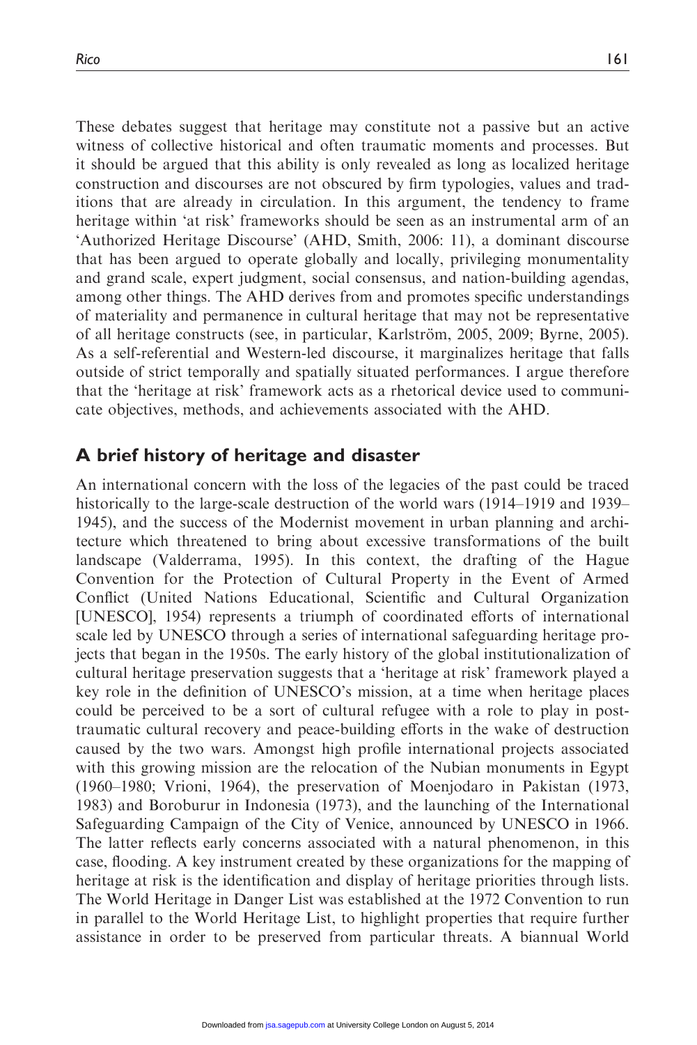These debates suggest that heritage may constitute not a passive but an active witness of collective historical and often traumatic moments and processes. But it should be argued that this ability is only revealed as long as localized heritage construction and discourses are not obscured by firm typologies, values and traditions that are already in circulation. In this argument, the tendency to frame heritage within 'at risk' frameworks should be seen as an instrumental arm of an 'Authorized Heritage Discourse' (AHD, Smith, 2006: 11), a dominant discourse that has been argued to operate globally and locally, privileging monumentality and grand scale, expert judgment, social consensus, and nation-building agendas, among other things. The AHD derives from and promotes specific understandings of materiality and permanence in cultural heritage that may not be representative of all heritage constructs (see, in particular, Karlström, 2005, 2009; Byrne, 2005). As a self-referential and Western-led discourse, it marginalizes heritage that falls outside of strict temporally and spatially situated performances. I argue therefore that the 'heritage at risk' framework acts as a rhetorical device used to communicate objectives, methods, and achievements associated with the AHD.

## A brief history of heritage and disaster

An international concern with the loss of the legacies of the past could be traced historically to the large-scale destruction of the world wars (1914–1919 and 1939–1945), and the success of the Modernist movement in urban planning and architecture which threatened to bring about excessive transformations of the built landscape (Valderrama, 1995). In this context, the drafting of the Hague Convention for the Protection of Cultural Property in the Event of Armed Conflict (United Nations Educational, Scientific and Cultural Organization [UNESCO], 1954) represents a triumph of coordinated efforts of international scale led by UNESCO through a series of international safeguarding heritage projects that began in the 1950s. The early history of the global institutionalization of cultural heritage preservation suggests that a 'heritage at risk' framework played a key role in the definition of UNESCO's mission, at a time when heritage places could be perceived to be a sort of cultural refugee with a role to play in post-traumatic cultural recovery and peace-building efforts in the wake of destruction caused by the two wars. Amongst high profile international projects associated with this growing mission are the relocation of the Nubian monuments in Egypt (1960–1980; Vrioni, 1964), the preservation of Moenjodaro in Pakistan (1973, 1983) and Boroburur in Indonesia (1973), and the launching of the International Safeguarding Campaign of the City of Venice, announced by UNESCO in 1966. The latter reflects early concerns associated with a natural phenomenon, in this case, flooding. A key instrument created by these organizations for the mapping of heritage at risk is the identification and display of heritage priorities through lists. The World Heritage in Danger List was established at the 1972 Convention to run in parallel to the World Heritage List, to highlight properties that require further assistance in order to be preserved from particular threats. A biannual World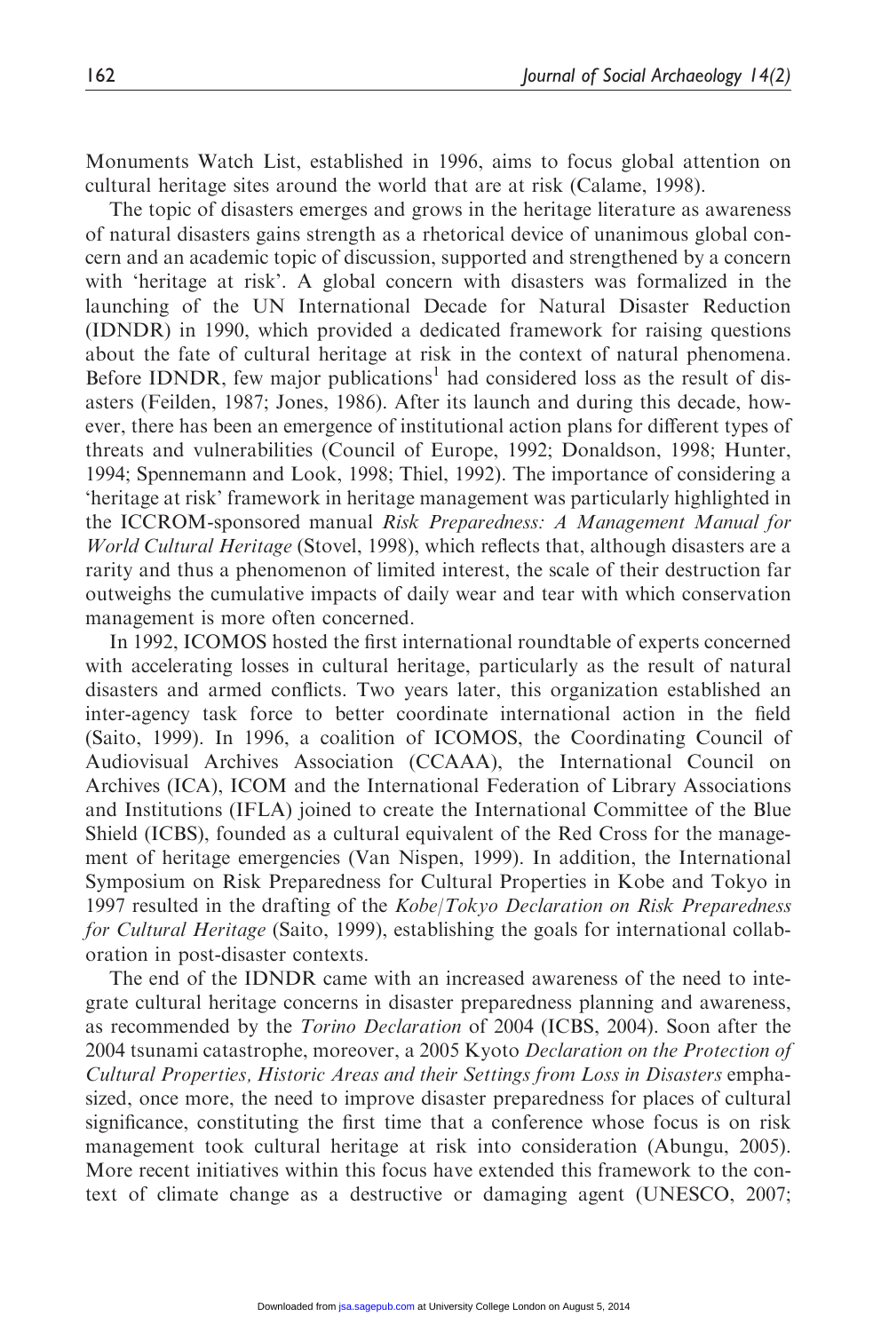Monuments Watch List, established in 1996, aims to focus global attention on cultural heritage sites around the world that are at risk (Calame, 1998).

The topic of disasters emerges and grows in the heritage literature as awareness of natural disasters gains strength as a rhetorical device of unanimous global concern and an academic topic of discussion, supported and strengthened by a concern with 'heritage at risk'. A global concern with disasters was formalized in the launching of the UN International Decade for Natural Disaster Reduction (IDNDR) in 1990, which provided a dedicated framework for raising questions about the fate of cultural heritage at risk in the context of natural phenomena. Before IDNDR, few major publications[1] had considered loss as the result of disasters (Feilden, 1987; Jones, 1986). After its launch and during this decade, however, there has been an emergence of institutional action plans for different types of threats and vulnerabilities (Council of Europe, 1992; Donaldson, 1998; Hunter, 1994; Spennemann and Look, 1998; Thiel, 1992). The importance of considering a 'heritage at risk' framework in heritage management was particularly highlighted in the ICCROM-sponsored manual *Risk Preparedness: A Management Manual for World Cultural Heritage* (Stovel, 1998), which reflects that, although disasters are a rarity and thus a phenomenon of limited interest, the scale of their destruction far outweighs the cumulative impacts of daily wear and tear with which conservation management is more often concerned.

In 1992, ICOMOS hosted the first international roundtable of experts concerned with accelerating losses in cultural heritage, particularly as the result of natural disasters and armed conflicts. Two years later, this organization established an inter-agency task force to better coordinate international action in the field (Saito, 1999). In 1996, a coalition of ICOMOS, the Coordinating Council of Audiovisual Archives Association (CCAAA), the International Council on Archives (ICA), ICOM and the International Federation of Library Associations and Institutions (IFLA) joined to create the International Committee of the Blue Shield (ICBS), founded as a cultural equivalent of the Red Cross for the management of heritage emergencies (Van Nispen, 1999). In addition, the International Symposium on Risk Preparedness for Cultural Properties in Kobe and Tokyo in 1997 resulted in the drafting of the *Kobe/Tokyo Declaration on Risk Preparedness for Cultural Heritage* (Saito, 1999), establishing the goals for international collaboration in post-disaster contexts.

The end of the IDNDR came with an increased awareness of the need to integrate cultural heritage concerns in disaster preparedness planning and awareness, as recommended by the *Torino Declaration* of 2004 (ICBS, 2004). Soon after the 2004 tsunami catastrophe, moreover, a 2005 Kyoto *Declaration on the Protection of Cultural Properties, Historic Areas and their Settings from Loss in Disasters* emphasized, once more, the need to improve disaster preparedness for places of cultural significance, constituting the first time that a conference whose focus is on risk management took cultural heritage at risk into consideration (Abungu, 2005). More recent initiatives within this focus have extended this framework to the context of climate change as a destructive or damaging agent (UNESCO, 2007;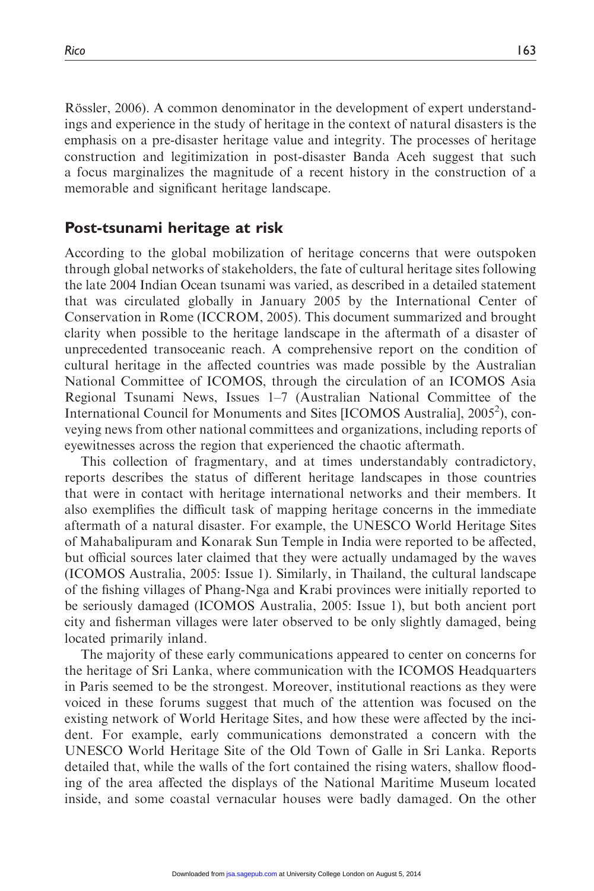Rössler, 2006). A common denominator in the development of expert understandings and experience in the study of heritage in the context of natural disasters is the emphasis on a pre-disaster heritage value and integrity. The processes of heritage construction and legitimization in post-disaster Banda Aceh suggest that such a focus marginalizes the magnitude of a recent history in the construction of a memorable and significant heritage landscape.

## Post-tsunami heritage at risk

According to the global mobilization of heritage concerns that were outspoken through global networks of stakeholders, the fate of cultural heritage sites following the late 2004 Indian Ocean tsunami was varied, as described in a detailed statement that was circulated globally in January 2005 by the International Center of Conservation in Rome (ICCROM, 2005). This document summarized and brought clarity when possible to the heritage landscape in the aftermath of a disaster of unprecedented transoceanic reach. A comprehensive report on the condition of cultural heritage in the affected countries was made possible by the Australian National Committee of ICOMOS, through the circulation of an ICOMOS Asia Regional Tsunami News, Issues 1–7 (Australian National Committee of the International Council for Monuments and Sites [ICOMOS Australia], 2005[2]), conveying news from other national committees and organizations, including reports of eyewitnesses across the region that experienced the chaotic aftermath.

This collection of fragmentary, and at times understandably contradictory, reports describes the status of different heritage landscapes in those countries that were in contact with heritage international networks and their members. It also exemplifies the difficult task of mapping heritage concerns in the immediate aftermath of a natural disaster. For example, the UNESCO World Heritage Sites of Mahabalipuram and Konarak Sun Temple in India were reported to be affected, but official sources later claimed that they were actually undamaged by the waves (ICOMOS Australia, 2005: Issue 1). Similarly, in Thailand, the cultural landscape of the fishing villages of Phang-Nga and Krabi provinces were initially reported to be seriously damaged (ICOMOS Australia, 2005: Issue 1), but both ancient port city and fisherman villages were later observed to be only slightly damaged, being located primarily inland.

The majority of these early communications appeared to center on concerns for the heritage of Sri Lanka, where communication with the ICOMOS Headquarters in Paris seemed to be the strongest. Moreover, institutional reactions as they were voiced in these forums suggest that much of the attention was focused on the existing network of World Heritage Sites, and how these were affected by the incident. For example, early communications demonstrated a concern with the UNESCO World Heritage Site of the Old Town of Galle in Sri Lanka. Reports detailed that, while the walls of the fort contained the rising waters, shallow flooding of the area affected the displays of the National Maritime Museum located inside, and some coastal vernacular houses were badly damaged. On the other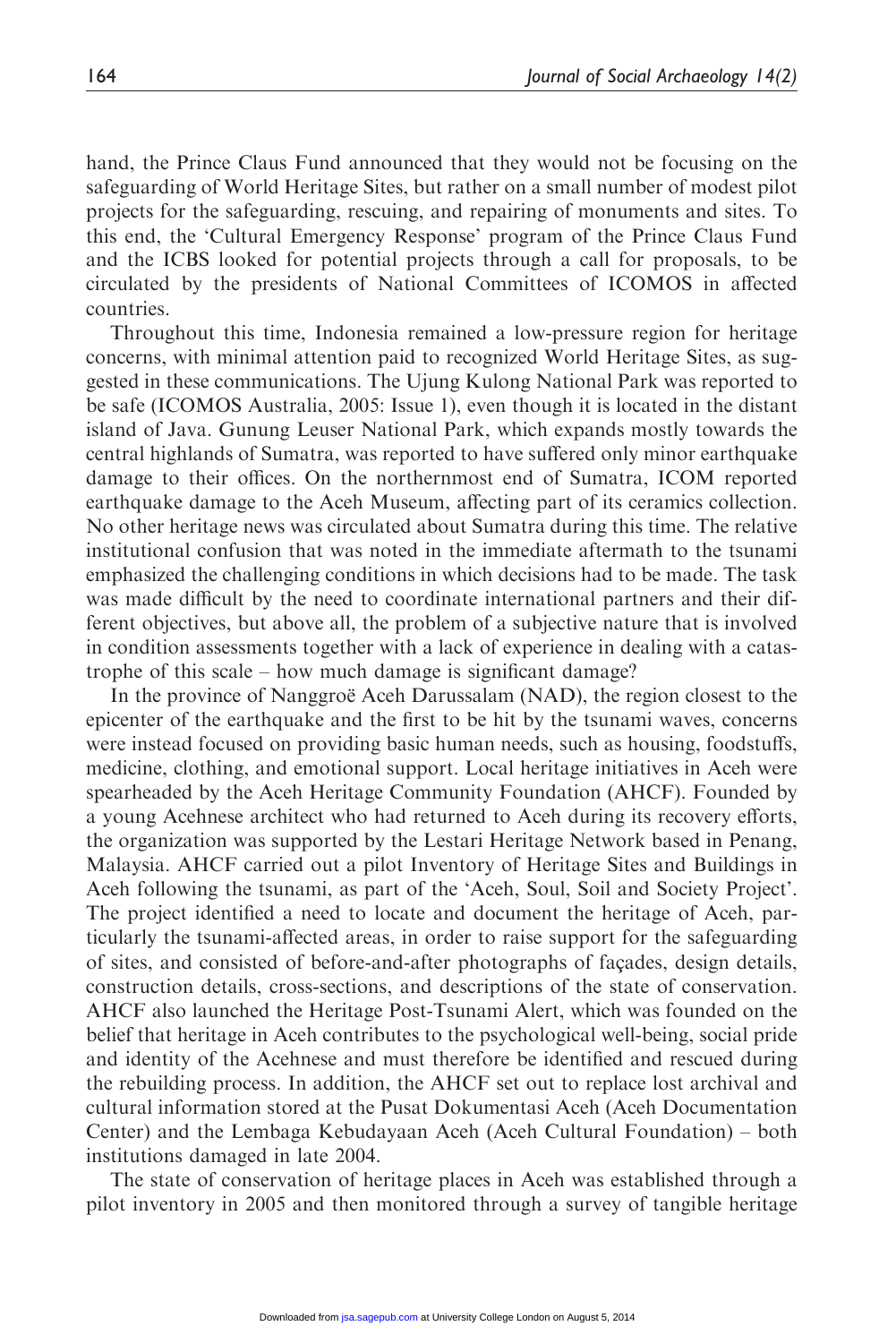hand, the Prince Claus Fund announced that they would not be focusing on the safeguarding of World Heritage Sites, but rather on a small number of modest pilot projects for the safeguarding, rescuing, and repairing of monuments and sites. To this end, the 'Cultural Emergency Response' program of the Prince Claus Fund and the ICBS looked for potential projects through a call for proposals, to be circulated by the presidents of National Committees of ICOMOS in affected countries.

Throughout this time, Indonesia remained a low-pressure region for heritage concerns, with minimal attention paid to recognized World Heritage Sites, as suggested in these communications. The Ujung Kulong National Park was reported to be safe (ICOMOS Australia, 2005: Issue 1), even though it is located in the distant island of Java. Gunung Leuser National Park, which expands mostly towards the central highlands of Sumatra, was reported to have suffered only minor earthquake damage to their offices. On the northernmost end of Sumatra, ICOM reported earthquake damage to the Aceh Museum, affecting part of its ceramics collection. No other heritage news was circulated about Sumatra during this time. The relative institutional confusion that was noted in the immediate aftermath to the tsunami emphasized the challenging conditions in which decisions had to be made. The task was made difficult by the need to coordinate international partners and their different objectives, but above all, the problem of a subjective nature that is involved in condition assessments together with a lack of experience in dealing with a catastrophe of this scale – how much damage is significant damage?

In the province of Nanggroë Aceh Darussalam (NAD), the region closest to the epicenter of the earthquake and the first to be hit by the tsunami waves, concerns were instead focused on providing basic human needs, such as housing, foodstuffs, medicine, clothing, and emotional support. Local heritage initiatives in Aceh were spearheaded by the Aceh Heritage Community Foundation (AHCF). Founded by a young Acehnese architect who had returned to Aceh during its recovery efforts, the organization was supported by the Lestari Heritage Network based in Penang, Malaysia. AHCF carried out a pilot Inventory of Heritage Sites and Buildings in Aceh following the tsunami, as part of the 'Aceh, Soul, Soil and Society Project'. The project identified a need to locate and document the heritage of Aceh, particularly the tsunami-affected areas, in order to raise support for the safeguarding of sites, and consisted of before-and-after photographs of façades, design details, construction details, cross-sections, and descriptions of the state of conservation. AHCF also launched the Heritage Post-Tsunami Alert, which was founded on the belief that heritage in Aceh contributes to the psychological well-being, social pride and identity of the Acehnese and must therefore be identified and rescued during the rebuilding process. In addition, the AHCF set out to replace lost archival and cultural information stored at the Pusat Dokumentasi Aceh (Aceh Documentation Center) and the Lembaga Kebudayaan Aceh (Aceh Cultural Foundation) – both institutions damaged in late 2004.

The state of conservation of heritage places in Aceh was established through a pilot inventory in 2005 and then monitored through a survey of tangible heritage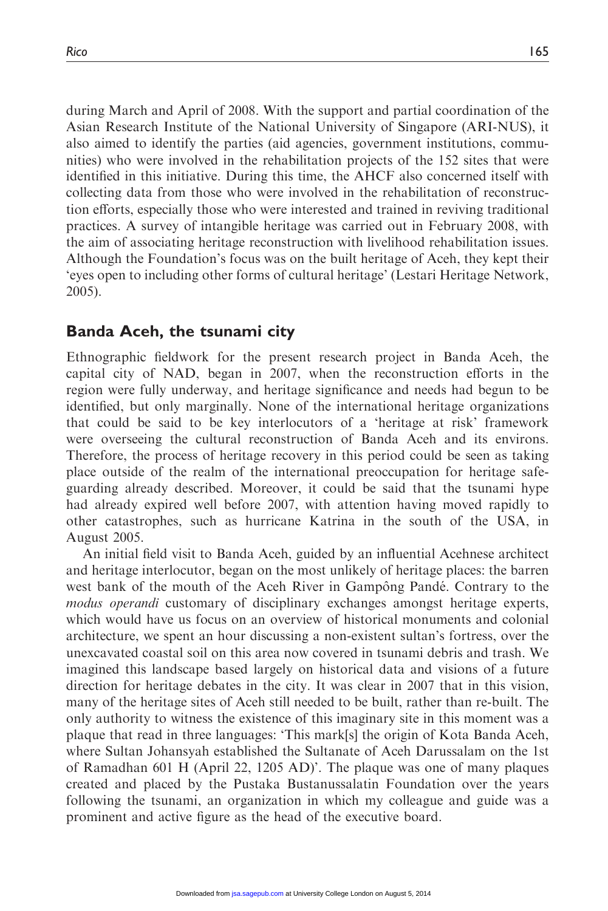during March and April of 2008. With the support and partial coordination of the Asian Research Institute of the National University of Singapore (ARI-NUS), it also aimed to identify the parties (aid agencies, government institutions, communities) who were involved in the rehabilitation projects of the 152 sites that were identified in this initiative. During this time, the AHCF also concerned itself with collecting data from those who were involved in the rehabilitation of reconstruction efforts, especially those who were interested and trained in reviving traditional practices. A survey of intangible heritage was carried out in February 2008, with the aim of associating heritage reconstruction with livelihood rehabilitation issues. Although the Foundation's focus was on the built heritage of Aceh, they kept their 'eyes open to including other forms of cultural heritage' (Lestari Heritage Network, 2005).

## Banda Aceh, the tsunami city

Ethnographic fieldwork for the present research project in Banda Aceh, the capital city of NAD, began in 2007, when the reconstruction efforts in the region were fully underway, and heritage significance and needs had begun to be identified, but only marginally. None of the international heritage organizations that could be said to be key interlocutors of a 'heritage at risk' framework were overseeing the cultural reconstruction of Banda Aceh and its environs. Therefore, the process of heritage recovery in this period could be seen as taking place outside of the realm of the international preoccupation for heritage safeguarding already described. Moreover, it could be said that the tsunami hype had already expired well before 2007, with attention having moved rapidly to other catastrophes, such as hurricane Katrina in the south of the USA, in August 2005.

An initial field visit to Banda Aceh, guided by an influential Acehnese architect and heritage interlocutor, began on the most unlikely of heritage places: the barren west bank of the mouth of the Aceh River in Gampông Pandé. Contrary to the *modus operandi* customary of disciplinary exchanges amongst heritage experts, which would have us focus on an overview of historical monuments and colonial architecture, we spent an hour discussing a non-existent sultan's fortress, over the unexcavated coastal soil on this area now covered in tsunami debris and trash. We imagined this landscape based largely on historical data and visions of a future direction for heritage debates in the city. It was clear in 2007 that in this vision, many of the heritage sites of Aceh still needed to be built, rather than re-built. The only authority to witness the existence of this imaginary site in this moment was a plaque that read in three languages: 'This mark[s] the origin of Kota Banda Aceh, where Sultan Johansyah established the Sultanate of Aceh Darussalam on the 1st of Ramadhan 601 H (April 22, 1205 AD)'. The plaque was one of many plaques created and placed by the Pustaka Bustanussalatin Foundation over the years following the tsunami, an organization in which my colleague and guide was a prominent and active figure as the head of the executive board.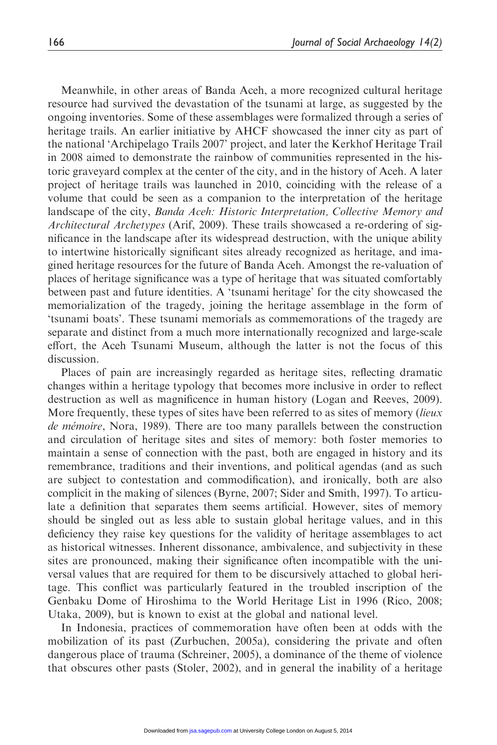Meanwhile, in other areas of Banda Aceh, a more recognized cultural heritage resource had survived the devastation of the tsunami at large, as suggested by the ongoing inventories. Some of these assemblages were formalized through a series of heritage trails. An earlier initiative by AHCF showcased the inner city as part of the national 'Archipelago Trails 2007' project, and later the Kerkhof Heritage Trail in 2008 aimed to demonstrate the rainbow of communities represented in the historic graveyard complex at the center of the city, and in the history of Aceh. A later project of heritage trails was launched in 2010, coinciding with the release of a volume that could be seen as a companion to the interpretation of the heritage landscape of the city, *Banda Aceh: Historic Interpretation, Collective Memory and Architectural Archetypes* (Arif, 2009). These trails showcased a re-ordering of significance in the landscape after its widespread destruction, with the unique ability to intertwine historically significant sites already recognized as heritage, and imagined heritage resources for the future of Banda Aceh. Amongst the re-valuation of places of heritage significance was a type of heritage that was situated comfortably between past and future identities. A 'tsunami heritage' for the city showcased the memorialization of the tragedy, joining the heritage assemblage in the form of 'tsunami boats'. These tsunami memorials as commemorations of the tragedy are separate and distinct from a much more internationally recognized and large-scale effort, the Aceh Tsunami Museum, although the latter is not the focus of this discussion.

Places of pain are increasingly regarded as heritage sites, reflecting dramatic changes within a heritage typology that becomes more inclusive in order to reflect destruction as well as magnificence in human history (Logan and Reeves, 2009). More frequently, these types of sites have been referred to as sites of memory (*lieux de mémoire*, Nora, 1989). There are too many parallels between the construction and circulation of heritage sites and sites of memory: both foster memories to maintain a sense of connection with the past, both are engaged in history and its remembrance, traditions and their inventions, and political agendas (and as such are subject to contestation and commodification), and ironically, both are also complicit in the making of silences (Byrne, 2007; Sider and Smith, 1997). To articulate a definition that separates them seems artificial. However, sites of memory should be singled out as less able to sustain global heritage values, and in this deficiency they raise key questions for the validity of heritage assemblages to act as historical witnesses. Inherent dissonance, ambivalence, and subjectivity in these sites are pronounced, making their significance often incompatible with the universal values that are required for them to be discursively attached to global heritage. This conflict was particularly featured in the troubled inscription of the Genbaku Dome of Hiroshima to the World Heritage List in 1996 (Rico, 2008; Utaka, 2009), but is known to exist at the global and national level.

In Indonesia, practices of commemoration have often been at odds with the mobilization of its past (Zurbuchen, 2005a), considering the private and often dangerous place of trauma (Schreiner, 2005), a dominance of the theme of violence that obscures other pasts (Stoler, 2002), and in general the inability of a heritage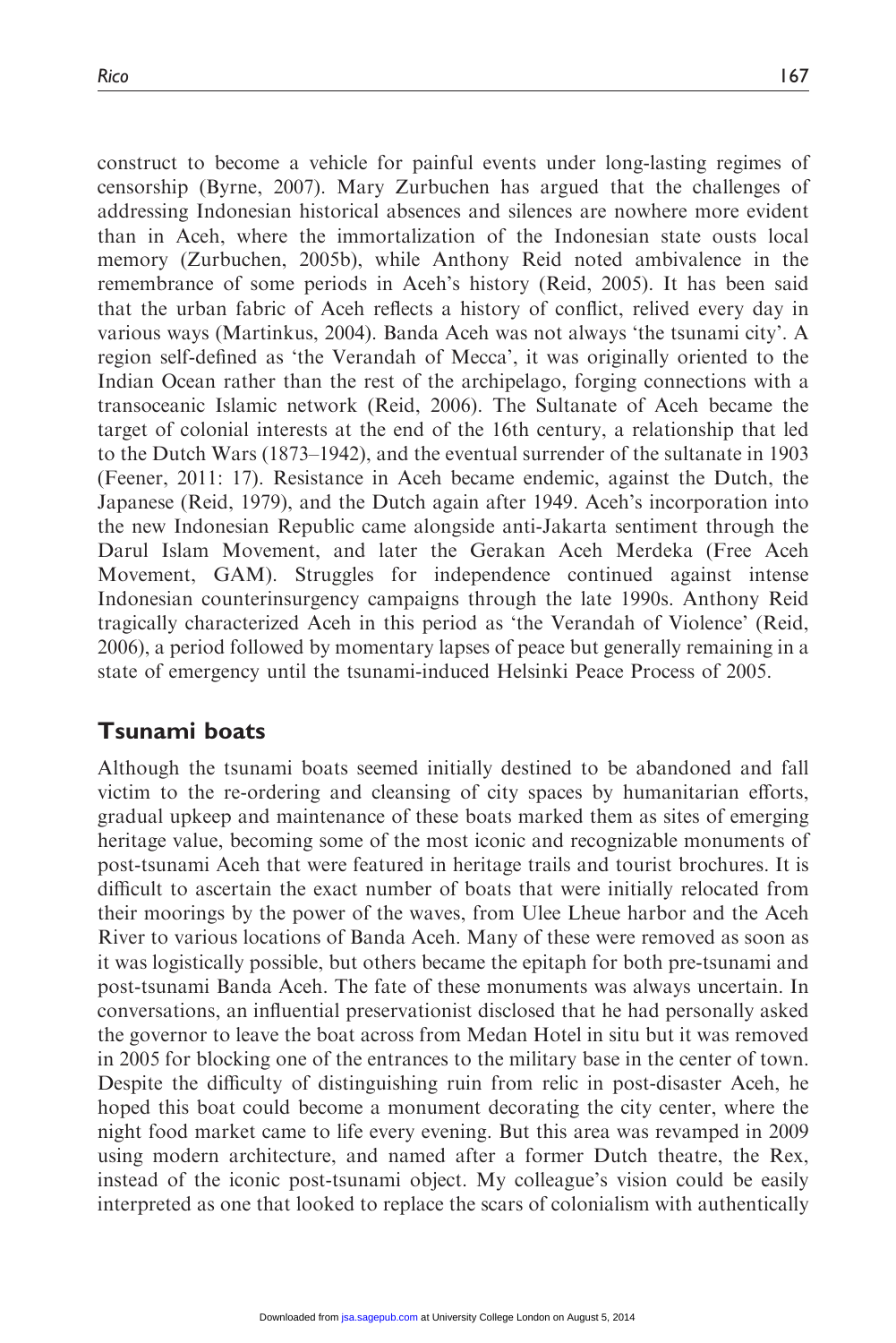construct to become a vehicle for painful events under long-lasting regimes of censorship (Byrne, 2007). Mary Zurbuchen has argued that the challenges of addressing Indonesian historical absences and silences are nowhere more evident than in Aceh, where the immortalization of the Indonesian state ousts local memory (Zurbuchen, 2005b), while Anthony Reid noted ambivalence in the remembrance of some periods in Aceh's history (Reid, 2005). It has been said that the urban fabric of Aceh reflects a history of conflict, relived every day in various ways (Martinkus, 2004). Banda Aceh was not always 'the tsunami city'. A region self-defined as 'the Verandah of Mecca', it was originally oriented to the Indian Ocean rather than the rest of the archipelago, forging connections with a transoceanic Islamic network (Reid, 2006). The Sultanate of Aceh became the target of colonial interests at the end of the 16th century, a relationship that led to the Dutch Wars (1873–1942), and the eventual surrender of the sultanate in 1903 (Feener, 2011: 17). Resistance in Aceh became endemic, against the Dutch, the Japanese (Reid, 1979), and the Dutch again after 1949. Aceh's incorporation into the new Indonesian Republic came alongside anti-Jakarta sentiment through the Darul Islam Movement, and later the Gerakan Aceh Merdeka (Free Aceh Movement, GAM). Struggles for independence continued against intense Indonesian counterinsurgency campaigns through the late 1990s. Anthony Reid tragically characterized Aceh in this period as 'the Verandah of Violence' (Reid, 2006), a period followed by momentary lapses of peace but generally remaining in a state of emergency until the tsunami-induced Helsinki Peace Process of 2005.

## Tsunami boats

Although the tsunami boats seemed initially destined to be abandoned and fall victim to the re-ordering and cleansing of city spaces by humanitarian efforts, gradual upkeep and maintenance of these boats marked them as sites of emerging heritage value, becoming some of the most iconic and recognizable monuments of post-tsunami Aceh that were featured in heritage trails and tourist brochures. It is difficult to ascertain the exact number of boats that were initially relocated from their moorings by the power of the waves, from Ulee Lheue harbor and the Aceh River to various locations of Banda Aceh. Many of these were removed as soon as it was logistically possible, but others became the epitaph for both pre-tsunami and post-tsunami Banda Aceh. The fate of these monuments was always uncertain. In conversations, an influential preservationist disclosed that he had personally asked the governor to leave the boat across from Medan Hotel in situ but it was removed in 2005 for blocking one of the entrances to the military base in the center of town. Despite the difficulty of distinguishing ruin from relic in post-disaster Aceh, he hoped this boat could become a monument decorating the city center, where the night food market came to life every evening. But this area was revamped in 2009 using modern architecture, and named after a former Dutch theatre, the Rex, instead of the iconic post-tsunami object. My colleague's vision could be easily interpreted as one that looked to replace the scars of colonialism with authentically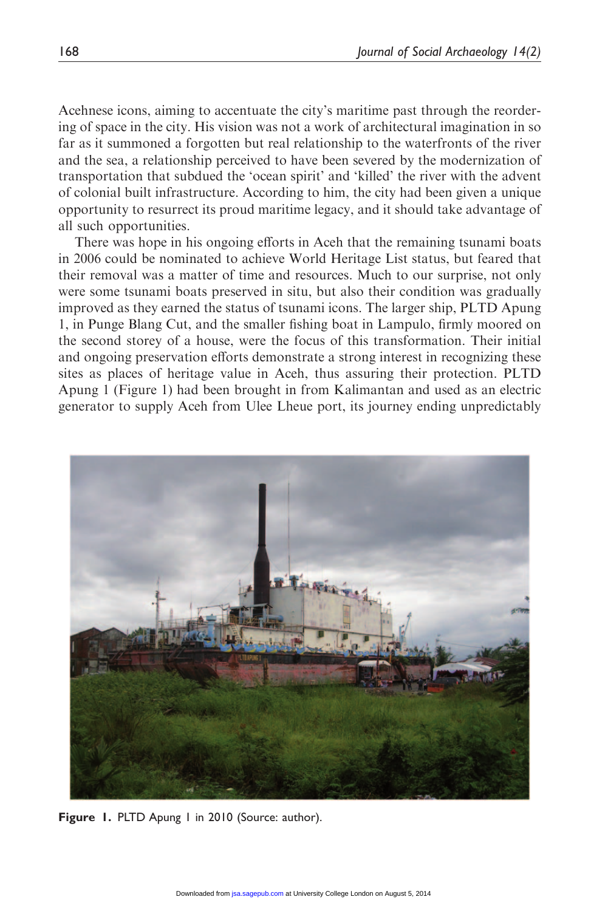Acehnese icons, aiming to accentuate the city's maritime past through the reordering of space in the city. His vision was not a work of architectural imagination in so far as it summoned a forgotten but real relationship to the waterfronts of the river and the sea, a relationship perceived to have been severed by the modernization of transportation that subdued the 'ocean spirit' and 'killed' the river with the advent of colonial built infrastructure. According to him, the city had been given a unique opportunity to resurrect its proud maritime legacy, and it should take advantage of all such opportunities.

There was hope in his ongoing efforts in Aceh that the remaining tsunami boats in 2006 could be nominated to achieve World Heritage List status, but feared that their removal was a matter of time and resources. Much to our surprise, not only were some tsunami boats preserved in situ, but also their condition was gradually improved as they earned the status of tsunami icons. The larger ship, PLTD Apung 1, in Punge Blang Cut, and the smaller fishing boat in Lampulo, firmly moored on the second storey of a house, were the focus of this transformation. Their initial and ongoing preservation efforts demonstrate a strong interest in recognizing these sites as places of heritage value in Aceh, thus assuring their protection. PLTD Apung 1 (Figure 1) had been brought in from Kalimantan and used as an electric generator to supply Aceh from Ulee Lheue port, its journey ending unpredictably

**Figure 1.** PLTD Apung 1 in 2010 (Source: author).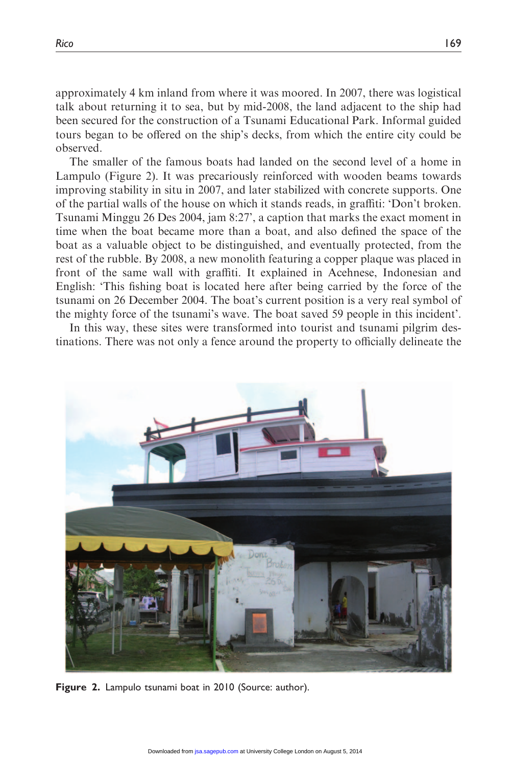approximately 4 km inland from where it was moored. In 2007, there was logistical talk about returning it to sea, but by mid-2008, the land adjacent to the ship had been secured for the construction of a Tsunami Educational Park. Informal guided tours began to be offered on the ship's decks, from which the entire city could be observed.

The smaller of the famous boats had landed on the second level of a home in Lampulo (Figure 2). It was precariously reinforced with wooden beams towards improving stability in situ in 2007, and later stabilized with concrete supports. One of the partial walls of the house on which it stands reads, in graffiti: 'Don't broken. Tsunami Minggu 26 Des 2004, jam 8:27', a caption that marks the exact moment in time when the boat became more than a boat, and also defined the space of the boat as a valuable object to be distinguished, and eventually protected, from the rest of the rubble. By 2008, a new monolith featuring a copper plaque was placed in front of the same wall with graffiti. It explained in Acehnese, Indonesian and English: 'This fishing boat is located here after being carried by the force of the tsunami on 26 December 2004. The boat's current position is a very real symbol of the mighty force of the tsunami's wave. The boat saved 59 people in this incident'.

In this way, these sites were transformed into tourist and tsunami pilgrim destinations. There was not only a fence around the property to officially delineate the

**Figure 2.** Lampulo tsunami boat in 2010 (Source: author).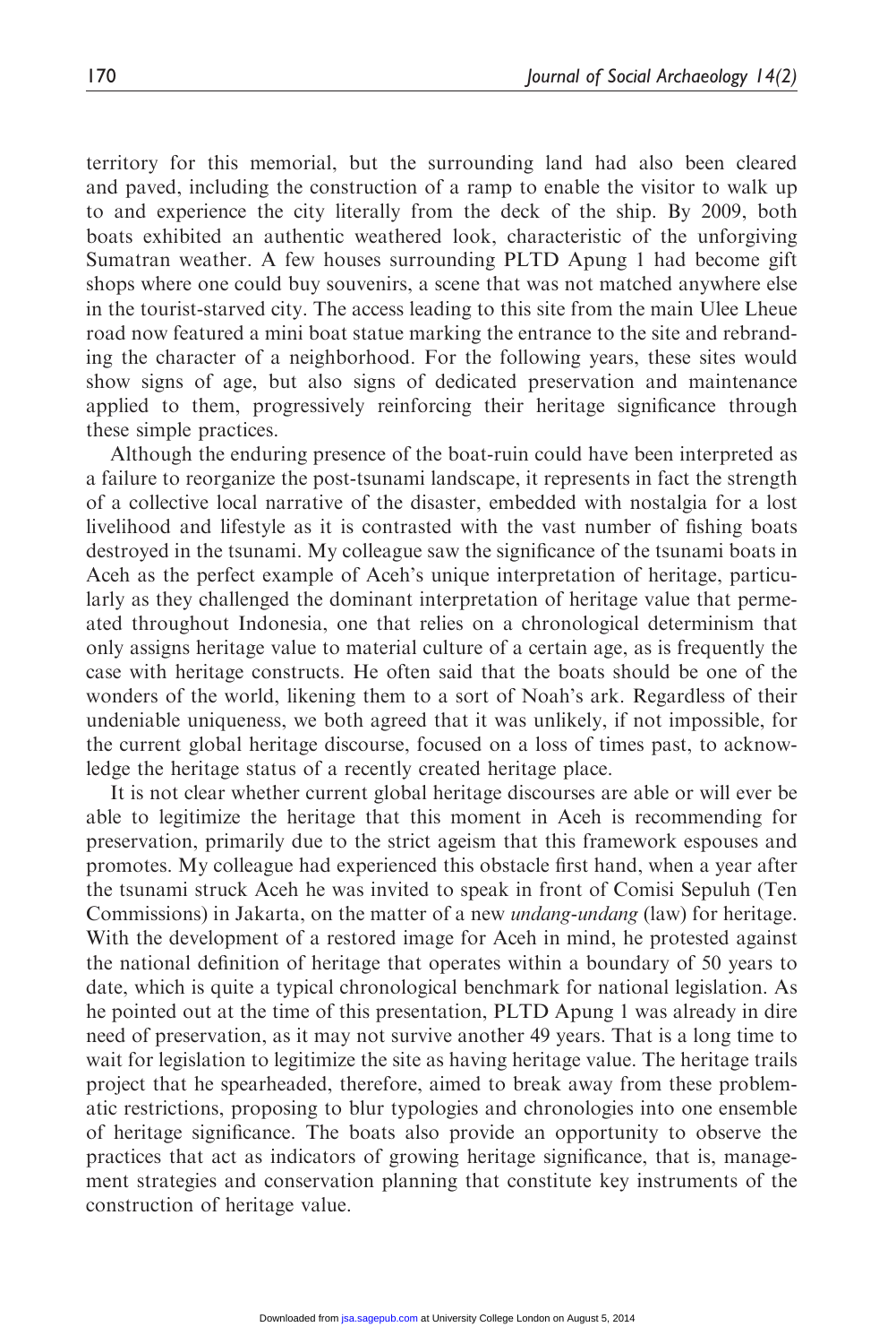territory for this memorial, but the surrounding land had also been cleared and paved, including the construction of a ramp to enable the visitor to walk up to and experience the city literally from the deck of the ship. By 2009, both boats exhibited an authentic weathered look, characteristic of the unforgiving Sumatran weather. A few houses surrounding PLTD Apung 1 had become gift shops where one could buy souvenirs, a scene that was not matched anywhere else in the tourist-starved city. The access leading to this site from the main Ulee Lheue road now featured a mini boat statue marking the entrance to the site and rebranding the character of a neighborhood. For the following years, these sites would show signs of age, but also signs of dedicated preservation and maintenance applied to them, progressively reinforcing their heritage significance through these simple practices.

Although the enduring presence of the boat-ruin could have been interpreted as a failure to reorganize the post-tsunami landscape, it represents in fact the strength of a collective local narrative of the disaster, embedded with nostalgia for a lost livelihood and lifestyle as it is contrasted with the vast number of fishing boats destroyed in the tsunami. My colleague saw the significance of the tsunami boats in Aceh as the perfect example of Aceh's unique interpretation of heritage, particularly as they challenged the dominant interpretation of heritage value that permeated throughout Indonesia, one that relies on a chronological determinism that only assigns heritage value to material culture of a certain age, as is frequently the case with heritage constructs. He often said that the boats should be one of the wonders of the world, likening them to a sort of Noah's ark. Regardless of their undeniable uniqueness, we both agreed that it was unlikely, if not impossible, for the current global heritage discourse, focused on a loss of times past, to acknowledge the heritage status of a recently created heritage place.

It is not clear whether current global heritage discourses are able or will ever be able to legitimize the heritage that this moment in Aceh is recommending for preservation, primarily due to the strict ageism that this framework espouses and promotes. My colleague had experienced this obstacle first hand, when a year after the tsunami struck Aceh he was invited to speak in front of Comisi Sepuluh (Ten Commissions) in Jakarta, on the matter of a new *undang-undang* (law) for heritage. With the development of a restored image for Aceh in mind, he protested against the national definition of heritage that operates within a boundary of 50 years to date, which is quite a typical chronological benchmark for national legislation. As he pointed out at the time of this presentation, PLTD Apung 1 was already in dire need of preservation, as it may not survive another 49 years. That is a long time to wait for legislation to legitimize the site as having heritage value. The heritage trails project that he spearheaded, therefore, aimed to break away from these problematic restrictions, proposing to blur typologies and chronologies into one ensemble of heritage significance. The boats also provide an opportunity to observe the practices that act as indicators of growing heritage significance, that is, management strategies and conservation planning that constitute key instruments of the construction of heritage value.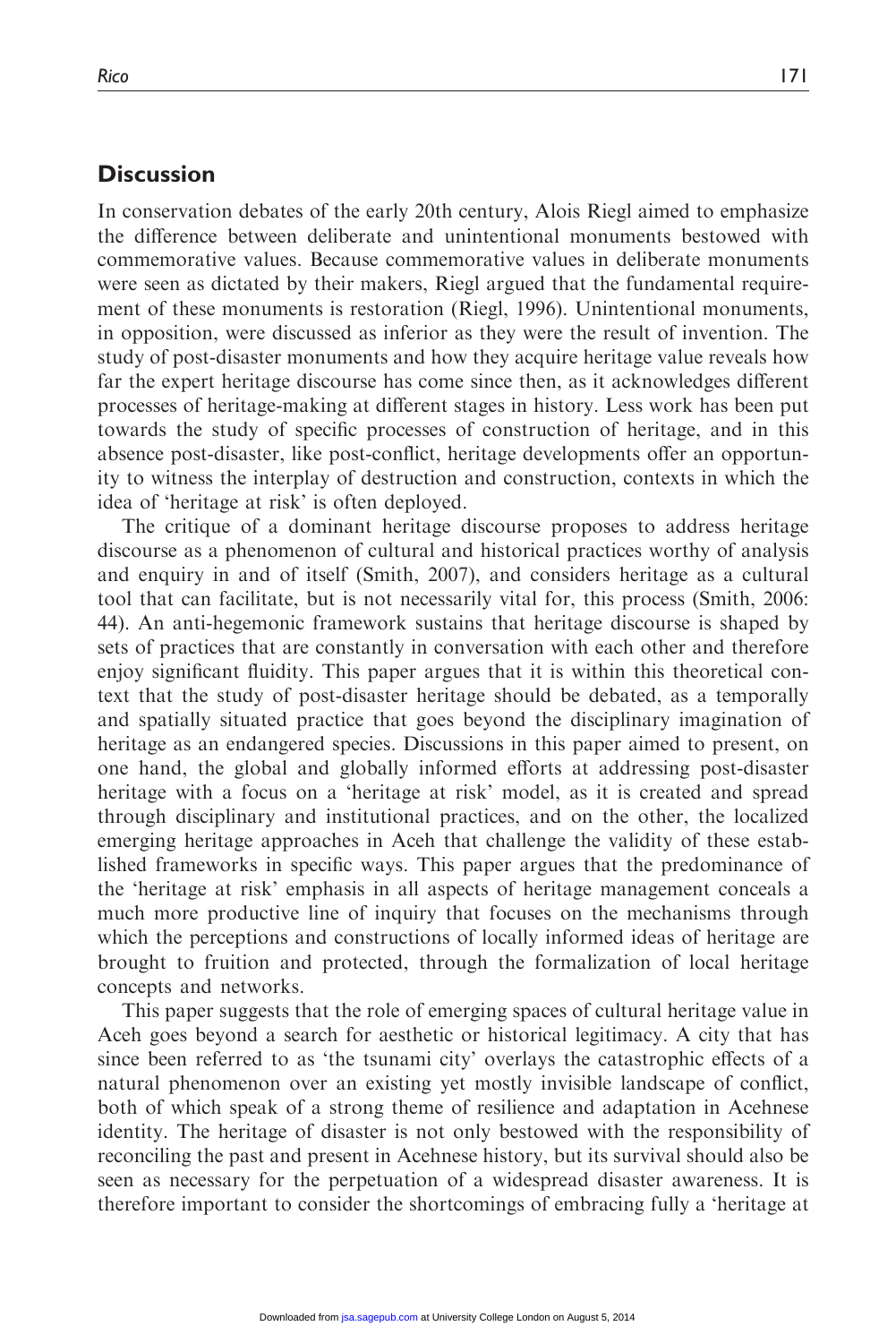## Discussion

In conservation debates of the early 20th century, Alois Riegl aimed to emphasize the difference between deliberate and unintentional monuments bestowed with commemorative values. Because commemorative values in deliberate monuments were seen as dictated by their makers, Riegl argued that the fundamental requirement of these monuments is restoration (Riegl, 1996). Unintentional monuments, in opposition, were discussed as inferior as they were the result of invention. The study of post-disaster monuments and how they acquire heritage value reveals how far the expert heritage discourse has come since then, as it acknowledges different processes of heritage-making at different stages in history. Less work has been put towards the study of specific processes of construction of heritage, and in this absence post-disaster, like post-conflict, heritage developments offer an opportunity to witness the interplay of destruction and construction, contexts in which the idea of 'heritage at risk' is often deployed.

The critique of a dominant heritage discourse proposes to address heritage discourse as a phenomenon of cultural and historical practices worthy of analysis and enquiry in and of itself (Smith, 2007), and considers heritage as a cultural tool that can facilitate, but is not necessarily vital for, this process (Smith, 2006: 44). An anti-hegemonic framework sustains that heritage discourse is shaped by sets of practices that are constantly in conversation with each other and therefore enjoy significant fluidity. This paper argues that it is within this theoretical context that the study of post-disaster heritage should be debated, as a temporally and spatially situated practice that goes beyond the disciplinary imagination of heritage as an endangered species. Discussions in this paper aimed to present, on one hand, the global and globally informed efforts at addressing post-disaster heritage with a focus on a 'heritage at risk' model, as it is created and spread through disciplinary and institutional practices, and on the other, the localized emerging heritage approaches in Aceh that challenge the validity of these established frameworks in specific ways. This paper argues that the predominance of the 'heritage at risk' emphasis in all aspects of heritage management conceals a much more productive line of inquiry that focuses on the mechanisms through which the perceptions and constructions of locally informed ideas of heritage are brought to fruition and protected, through the formalization of local heritage concepts and networks.

This paper suggests that the role of emerging spaces of cultural heritage value in Aceh goes beyond a search for aesthetic or historical legitimacy. A city that has since been referred to as 'the tsunami city' overlays the catastrophic effects of a natural phenomenon over an existing yet mostly invisible landscape of conflict, both of which speak of a strong theme of resilience and adaptation in Acehnese identity. The heritage of disaster is not only bestowed with the responsibility of reconciling the past and present in Acehnese history, but its survival should also be seen as necessary for the perpetuation of a widespread disaster awareness. It is therefore important to consider the shortcomings of embracing fully a 'heritage at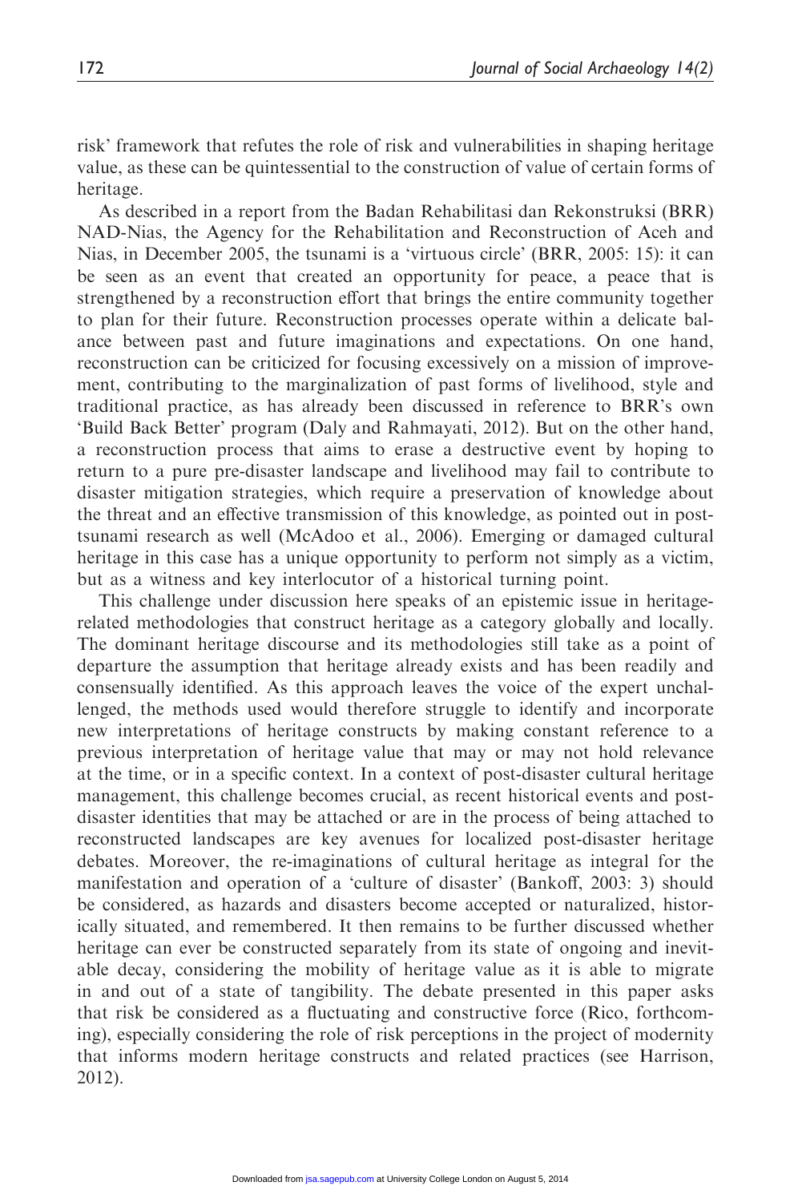risk' framework that refutes the role of risk and vulnerabilities in shaping heritage value, as these can be quintessential to the construction of value of certain forms of heritage.

As described in a report from the Badan Rehabilitasi dan Rekonstruksi (BRR) NAD-Nias, the Agency for the Rehabilitation and Reconstruction of Aceh and Nias, in December 2005, the tsunami is a 'virtuous circle' (BRR, 2005: 15): it can be seen as an event that created an opportunity for peace, a peace that is strengthened by a reconstruction effort that brings the entire community together to plan for their future. Reconstruction processes operate within a delicate balance between past and future imaginations and expectations. On one hand, reconstruction can be criticized for focusing excessively on a mission of improvement, contributing to the marginalization of past forms of livelihood, style and traditional practice, as has already been discussed in reference to BRR's own 'Build Back Better' program (Daly and Rahmayati, 2012). But on the other hand, a reconstruction process that aims to erase a destructive event by hoping to return to a pure pre-disaster landscape and livelihood may fail to contribute to disaster mitigation strategies, which require a preservation of knowledge about the threat and an effective transmission of this knowledge, as pointed out in post-tsunami research as well (McAdoo et al., 2006). Emerging or damaged cultural heritage in this case has a unique opportunity to perform not simply as a victim, but as a witness and key interlocutor of a historical turning point.

This challenge under discussion here speaks of an epistemic issue in heritage-related methodologies that construct heritage as a category globally and locally. The dominant heritage discourse and its methodologies still take as a point of departure the assumption that heritage already exists and has been readily and consensually identified. As this approach leaves the voice of the expert unchallenged, the methods used would therefore struggle to identify and incorporate new interpretations of heritage constructs by making constant reference to a previous interpretation of heritage value that may or may not hold relevance at the time, or in a specific context. In a context of post-disaster cultural heritage management, this challenge becomes crucial, as recent historical events and post-disaster identities that may be attached or are in the process of being attached to reconstructed landscapes are key avenues for localized post-disaster heritage debates. Moreover, the re-imaginations of cultural heritage as integral for the manifestation and operation of a 'culture of disaster' (Bankoff, 2003: 3) should be considered, as hazards and disasters become accepted or naturalized, historically situated, and remembered. It then remains to be further discussed whether heritage can ever be constructed separately from its state of ongoing and inevitable decay, considering the mobility of heritage value as it is able to migrate in and out of a state of tangibility. The debate presented in this paper asks that risk be considered as a fluctuating and constructive force (Rico, forthcoming), especially considering the role of risk perceptions in the project of modernity that informs modern heritage constructs and related practices (see Harrison, 2012).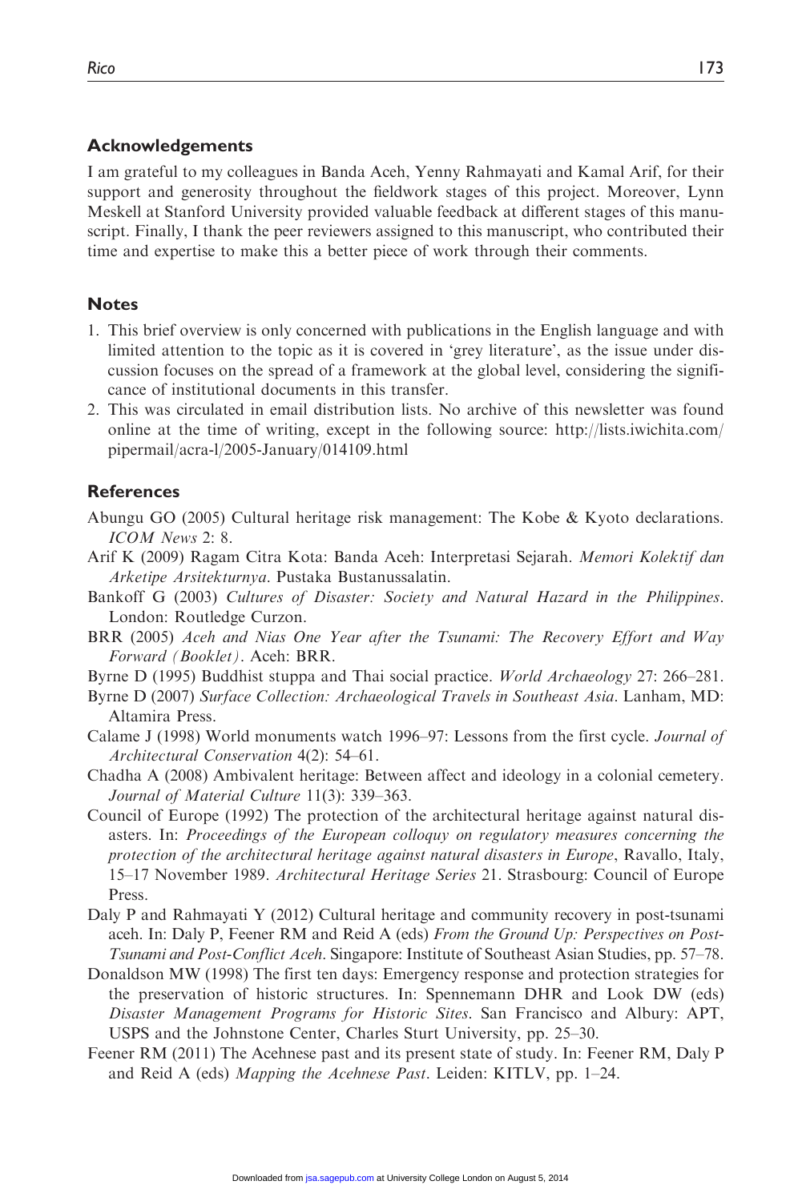## Acknowledgements

I am grateful to my colleagues in Banda Aceh, Yenny Rahmayati and Kamal Arif, for their support and generosity throughout the fieldwork stages of this project. Moreover, Lynn Meskell at Stanford University provided valuable feedback at different stages of this manuscript. Finally, I thank the peer reviewers assigned to this manuscript, who contributed their time and expertise to make this a better piece of work through their comments.

## Notes

1. This brief overview is only concerned with publications in the English language and with limited attention to the topic as it is covered in 'grey literature', as the issue under discussion focuses on the spread of a framework at the global level, considering the significance of institutional documents in this transfer.
2. This was circulated in email distribution lists. No archive of this newsletter was found online at the time of writing, except in the following source: http://lists.iwichita.com/pipermail/acra-l/2005-January/014109.html

## References

Abungu GO (2005) Cultural heritage risk management: The Kobe & Kyoto declarations. *ICOM News* 2: 8.

Arif K (2009) Ragam Citra Kota: Banda Aceh: Interpretasi Sejarah. *Memori Kolektif dan Arketipe Arsitekturnya*. Pustaka Bustanussalatin.

Bankoff G (2003) *Cultures of Disaster: Society and Natural Hazard in the Philippines*. London: Routledge Curzon.

BRR (2005) *Aceh and Nias One Year after the Tsunami: The Recovery Effort and Way Forward (Booklet)*. Aceh: BRR.

Byrne D (1995) Buddhist stuppa and Thai social practice. *World Archaeology* 27: 266–281.

Byrne D (2007) *Surface Collection: Archaeological Travels in Southeast Asia*. Lanham, MD: Altamira Press.

Calame J (1998) World monuments watch 1996–97: Lessons from the first cycle. *Journal of Architectural Conservation* 4(2): 54–61.

Chadha A (2008) Ambivalent heritage: Between affect and ideology in a colonial cemetery. *Journal of Material Culture* 11(3): 339–363.

Council of Europe (1992) The protection of the architectural heritage against natural disasters. In: *Proceedings of the European colloquy on regulatory measures concerning the protection of the architectural heritage against natural disasters in Europe*, Ravallo, Italy, 15–17 November 1989. *Architectural Heritage Series* 21. Strasbourg: Council of Europe Press.

Daly P and Rahmayati Y (2012) Cultural heritage and community recovery in post-tsunami aceh. In: Daly P, Feener RM and Reid A (eds) *From the Ground Up: Perspectives on Post-Tsunami and Post-Conflict Aceh*. Singapore: Institute of Southeast Asian Studies, pp. 57–78.

Donaldson MW (1998) The first ten days: Emergency response and protection strategies for the preservation of historic structures. In: Spennemann DHR and Look DW (eds) *Disaster Management Programs for Historic Sites*. San Francisco and Albury: APT, USPS and the Johnstone Center, Charles Sturt University, pp. 25–30.

Feener RM (2011) The Acehnese past and its present state of study. In: Feener RM, Daly P and Reid A (eds) *Mapping the Acehnese Past*. Leiden: KITLV, pp. 1–24.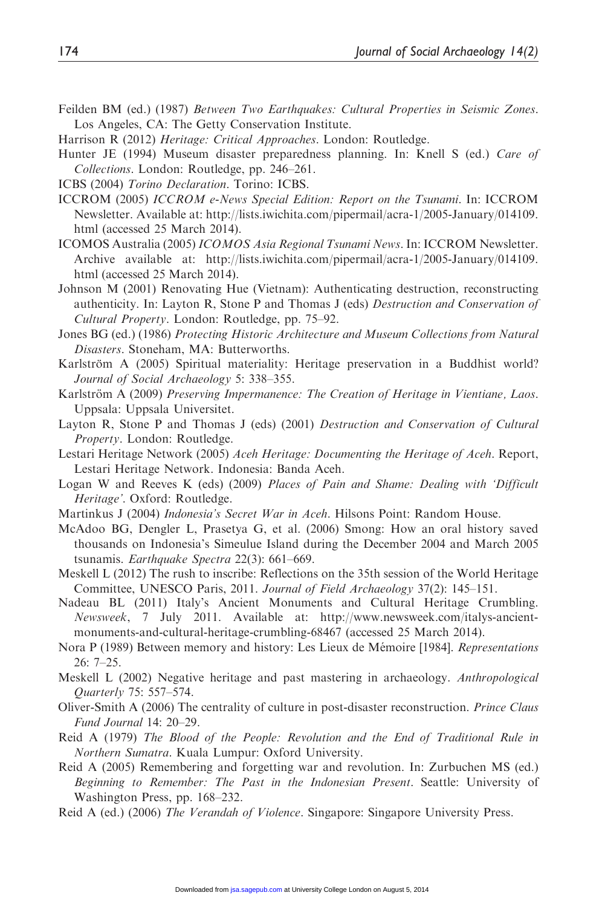Feilden BM (ed.) (1987) *Between Two Earthquakes: Cultural Properties in Seismic Zones*. Los Angeles, CA: The Getty Conservation Institute.

Harrison R (2012) *Heritage: Critical Approaches*. London: Routledge.

Hunter JE (1994) Museum disaster preparedness planning. In: Knell S (ed.) *Care of Collections*. London: Routledge, pp. 246–261.

ICBS (2004) *Torino Declaration*. Torino: ICBS.

ICCROM (2005) *ICCROM e-News Special Edition: Report on the Tsunami*. In: ICCROM Newsletter. Available at: http://lists.iwichita.com/pipermail/acra-1/2005-January/014109.html (accessed 25 March 2014).

ICOMOS Australia (2005) *ICOMOS Asia Regional Tsunami News*. In: ICCROM Newsletter. Archive available at: http://lists.iwichita.com/pipermail/acra-1/2005-January/014109.html (accessed 25 March 2014).

Johnson M (2001) Renovating Hue (Vietnam): Authenticating destruction, reconstructing authenticity. In: Layton R, Stone P and Thomas J (eds) *Destruction and Conservation of Cultural Property*. London: Routledge, pp. 75–92.

Jones BG (ed.) (1986) *Protecting Historic Architecture and Museum Collections from Natural Disasters*. Stoneham, MA: Butterworths.

Karlström A (2005) Spiritual materiality: Heritage preservation in a Buddhist world? *Journal of Social Archaeology* 5: 338–355.

Karlström A (2009) *Preserving Impermanence: The Creation of Heritage in Vientiane, Laos*. Uppsala: Uppsala Universitet.

Layton R, Stone P and Thomas J (eds) (2001) *Destruction and Conservation of Cultural Property*. London: Routledge.

Lestari Heritage Network (2005) *Aceh Heritage: Documenting the Heritage of Aceh*. Report, Lestari Heritage Network. Indonesia: Banda Aceh.

Logan W and Reeves K (eds) (2009) *Places of Pain and Shame: Dealing with 'Difficult Heritage'*. Oxford: Routledge.

Martinkus J (2004) *Indonesia's Secret War in Aceh*. Hilsons Point: Random House.

McAdoo BG, Dengler L, Prasetya G, et al. (2006) Smong: How an oral history saved thousands on Indonesia's Simeulue Island during the December 2004 and March 2005 tsunamis. *Earthquake Spectra* 22(3): 661–669.

Meskell L (2012) The rush to inscribe: Reflections on the 35th session of the World Heritage Committee, UNESCO Paris, 2011. *Journal of Field Archaeology* 37(2): 145–151.

Nadeau BL (2011) Italy's Ancient Monuments and Cultural Heritage Crumbling. *Newsweek*, 7 July 2011. Available at: http://www.newsweek.com/italys-ancient-monuments-and-cultural-heritage-crumbling-68467 (accessed 25 March 2014).

Nora P (1989) Between memory and history: Les Lieux de Mémoire [1984]. *Representations* 26: 7–25.

Meskell L (2002) Negative heritage and past mastering in archaeology. *Anthropological Quarterly* 75: 557–574.

Oliver-Smith A (2006) The centrality of culture in post-disaster reconstruction. *Prince Claus Fund Journal* 14: 20–29.

Reid A (1979) *The Blood of the People: Revolution and the End of Traditional Rule in Northern Sumatra*. Kuala Lumpur: Oxford University.

Reid A (2005) Remembering and forgetting war and revolution. In: Zurbuchen MS (ed.) *Beginning to Remember: The Past in the Indonesian Present*. Seattle: University of Washington Press, pp. 168–232.

Reid A (ed.) (2006) *The Verandah of Violence*. Singapore: Singapore University Press.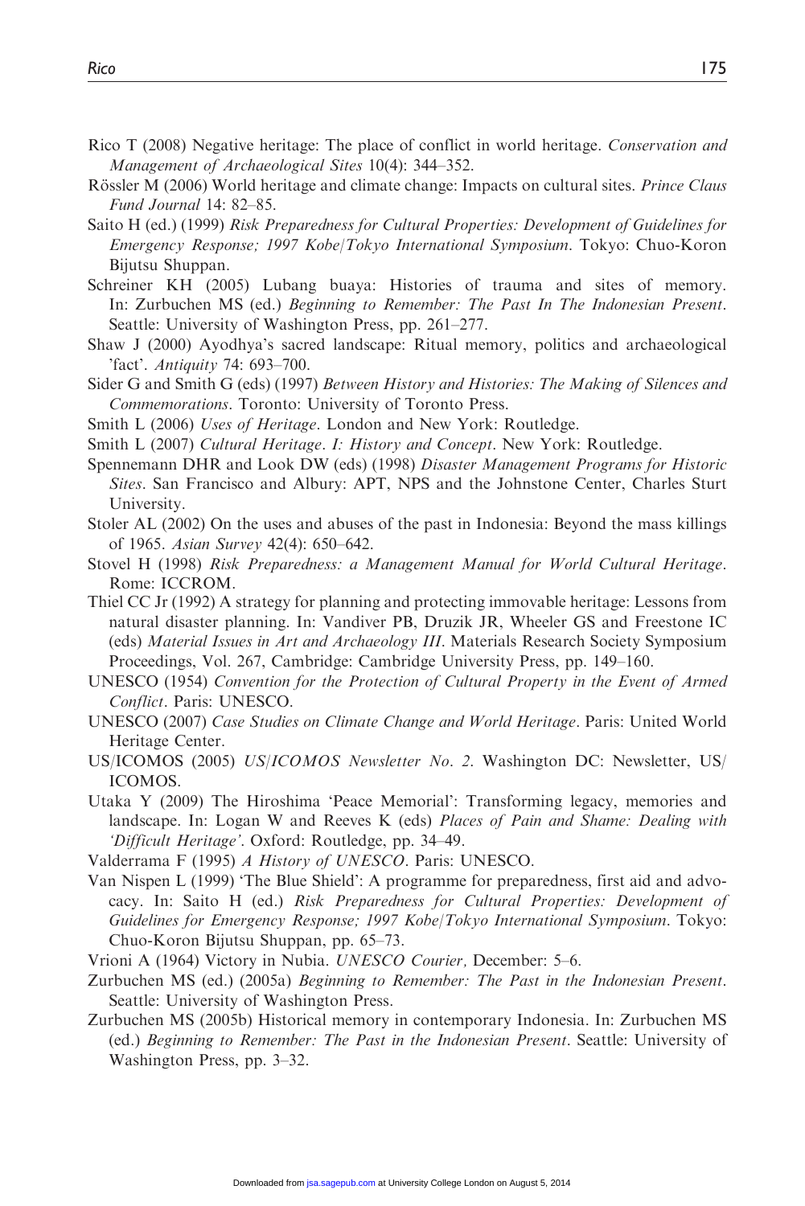Rico T (2008) Negative heritage: The place of conflict in world heritage. *Conservation and Management of Archaeological Sites* 10(4): 344–352.

Rössler M (2006) World heritage and climate change: Impacts on cultural sites. *Prince Claus Fund Journal* 14: 82–85.

Saito H (ed.) (1999) *Risk Preparedness for Cultural Properties: Development of Guidelines for Emergency Response; 1997 Kobe/Tokyo International Symposium*. Tokyo: Chuo-Koron Bijutsu Shuppan.

Schreiner KH (2005) Lubang buaya: Histories of trauma and sites of memory. In: Zurbuchen MS (ed.) *Beginning to Remember: The Past In The Indonesian Present*. Seattle: University of Washington Press, pp. 261–277.

Shaw J (2000) Ayodhya's sacred landscape: Ritual memory, politics and archaeological 'fact'. *Antiquity* 74: 693–700.

Sider G and Smith G (eds) (1997) *Between History and Histories: The Making of Silences and Commemorations*. Toronto: University of Toronto Press.

Smith L (2006) *Uses of Heritage*. London and New York: Routledge.

Smith L (2007) *Cultural Heritage. I: History and Concept*. New York: Routledge.

Spennemann DHR and Look DW (eds) (1998) *Disaster Management Programs for Historic Sites*. San Francisco and Albury: APT, NPS and the Johnstone Center, Charles Sturt University.

Stoler AL (2002) On the uses and abuses of the past in Indonesia: Beyond the mass killings of 1965. *Asian Survey* 42(4): 650–642.

Stovel H (1998) *Risk Preparedness: a Management Manual for World Cultural Heritage*. Rome: ICCROM.

Thiel CC Jr (1992) A strategy for planning and protecting immovable heritage: Lessons from natural disaster planning. In: Vandiver PB, Druzik JR, Wheeler GS and Freestone IC (eds) *Material Issues in Art and Archaeology III*. Materials Research Society Symposium Proceedings, Vol. 267, Cambridge: Cambridge University Press, pp. 149–160.

UNESCO (1954) *Convention for the Protection of Cultural Property in the Event of Armed Conflict*. Paris: UNESCO.

UNESCO (2007) *Case Studies on Climate Change and World Heritage*. Paris: United World Heritage Center.

US/ICOMOS (2005) *US/ICOMOS Newsletter No. 2*. Washington DC: Newsletter, US/ICOMOS.

Utaka Y (2009) The Hiroshima 'Peace Memorial': Transforming legacy, memories and landscape. In: Logan W and Reeves K (eds) *Places of Pain and Shame: Dealing with 'Difficult Heritage'*. Oxford: Routledge, pp. 34–49.

Valderrama F (1995) *A History of UNESCO*. Paris: UNESCO.

Van Nispen L (1999) 'The Blue Shield': A programme for preparedness, first aid and advocacy. In: Saito H (ed.) *Risk Preparedness for Cultural Properties: Development of Guidelines for Emergency Response; 1997 Kobe/Tokyo International Symposium*. Tokyo: Chuo-Koron Bijutsu Shuppan, pp. 65–73.

Vrioni A (1964) Victory in Nubia. *UNESCO Courier*, December: 5–6.

Zurbuchen MS (ed.) (2005a) *Beginning to Remember: The Past in the Indonesian Present*. Seattle: University of Washington Press.

Zurbuchen MS (2005b) Historical memory in contemporary Indonesia. In: Zurbuchen MS (ed.) *Beginning to Remember: The Past in the Indonesian Present*. Seattle: University of Washington Press, pp. 3–32.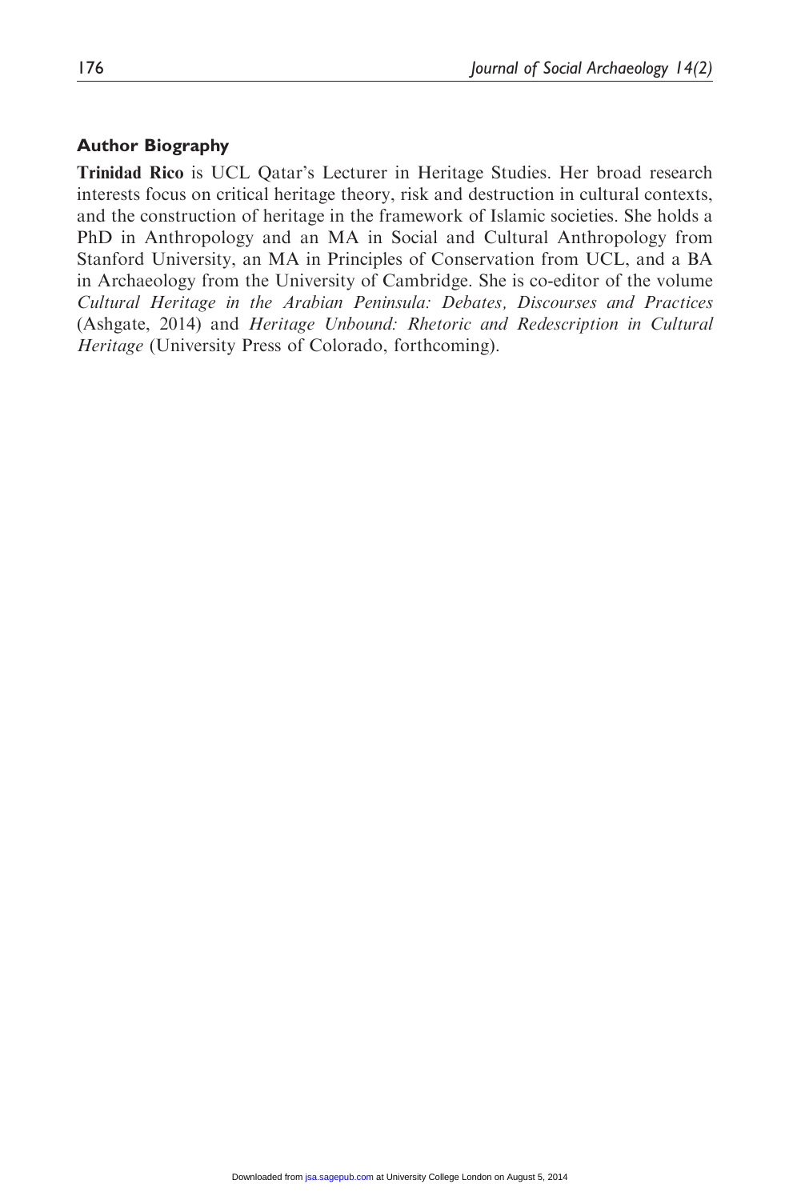## Author Biography

**Trinidad Rico** is UCL Qatar's Lecturer in Heritage Studies. Her broad research interests focus on critical heritage theory, risk and destruction in cultural contexts, and the construction of heritage in the framework of Islamic societies. She holds a PhD in Anthropology and an MA in Social and Cultural Anthropology from Stanford University, an MA in Principles of Conservation from UCL, and a BA in Archaeology from the University of Cambridge. She is co-editor of the volume *Cultural Heritage in the Arabian Peninsula: Debates, Discourses and Practices* (Ashgate, 2014) and *Heritage Unbound: Rhetoric and Redescription in Cultural Heritage* (University Press of Colorado, forthcoming).